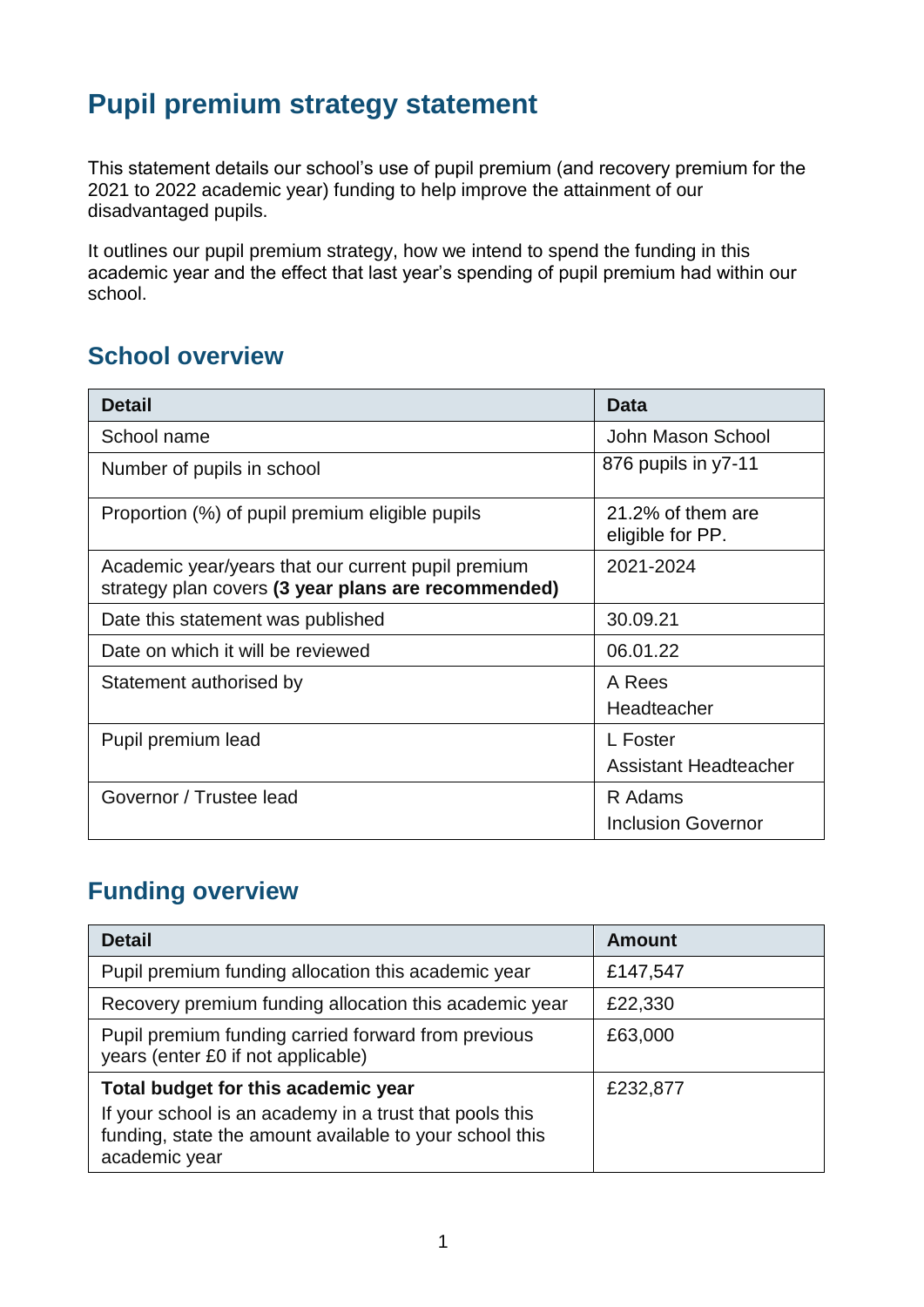# Pupil premium strategy statement

This statement details our school's use of pupil premium (and recovery premium for the 2021 to 2022 academic year) funding to help improve the attainment of our disadvantaged pupils.

It outlines our pupil premium strategy, how we intend to spend the funding in this academic year and the effect that last year's spending of pupil premium had within our school.

## School overview

| Detail | Data |
|---|---|
| School name | John Mason School |
| Number of pupils in school | 876 pupils in y7-11 |
| Proportion (%) of pupil premium eligible pupils | 21.2% of them are eligible for PP. |
| Academic year/years that our current pupil premium strategy plan covers **(3 year plans are recommended)** | 2021-2024 |
| Date this statement was published | 30.09.21 |
| Date on which it will be reviewed | 06.01.22 |
| Statement authorised by | A Rees<br>Headteacher |
| Pupil premium lead | L Foster<br>Assistant Headteacher |
| Governor / Trustee lead | R Adams<br>Inclusion Governor |

## Funding overview

| Detail | Amount |
|---|---|
| Pupil premium funding allocation this academic year | £147,547 |
| Recovery premium funding allocation this academic year | £22,330 |
| Pupil premium funding carried forward from previous years (enter £0 if not applicable) | £63,000 |
| **Total budget for this academic year**<br>If your school is an academy in a trust that pools this funding, state the amount available to your school this academic year | £232,877 |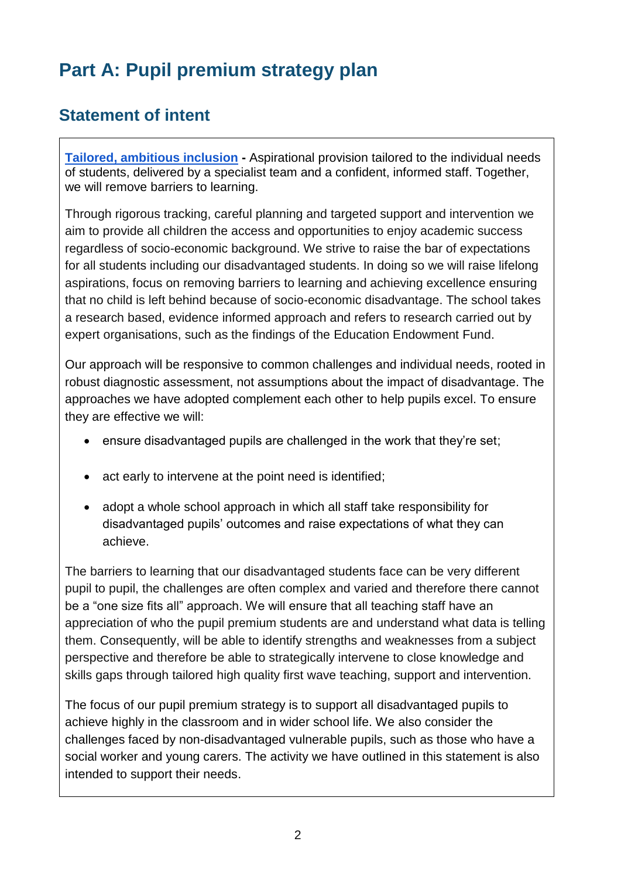# Part A: Pupil premium strategy plan

## Statement of intent

**Tailored, ambitious inclusion -** Aspirational provision tailored to the individual needs of students, delivered by a specialist team and a confident, informed staff. Together, we will remove barriers to learning.

Through rigorous tracking, careful planning and targeted support and intervention we aim to provide all children the access and opportunities to enjoy academic success regardless of socio-economic background. We strive to raise the bar of expectations for all students including our disadvantaged students. In doing so we will raise lifelong aspirations, focus on removing barriers to learning and achieving excellence ensuring that no child is left behind because of socio-economic disadvantage. The school takes a research based, evidence informed approach and refers to research carried out by expert organisations, such as the findings of the Education Endowment Fund.

Our approach will be responsive to common challenges and individual needs, rooted in robust diagnostic assessment, not assumptions about the impact of disadvantage. The approaches we have adopted complement each other to help pupils excel. To ensure they are effective we will:

- ensure disadvantaged pupils are challenged in the work that they're set;
- act early to intervene at the point need is identified;
- adopt a whole school approach in which all staff take responsibility for disadvantaged pupils' outcomes and raise expectations of what they can achieve.

The barriers to learning that our disadvantaged students face can be very different pupil to pupil, the challenges are often complex and varied and therefore there cannot be a "one size fits all" approach. We will ensure that all teaching staff have an appreciation of who the pupil premium students are and understand what data is telling them. Consequently, will be able to identify strengths and weaknesses from a subject perspective and therefore be able to strategically intervene to close knowledge and skills gaps through tailored high quality first wave teaching, support and intervention.

The focus of our pupil premium strategy is to support all disadvantaged pupils to achieve highly in the classroom and in wider school life. We also consider the challenges faced by non-disadvantaged vulnerable pupils, such as those who have a social worker and young carers. The activity we have outlined in this statement is also intended to support their needs.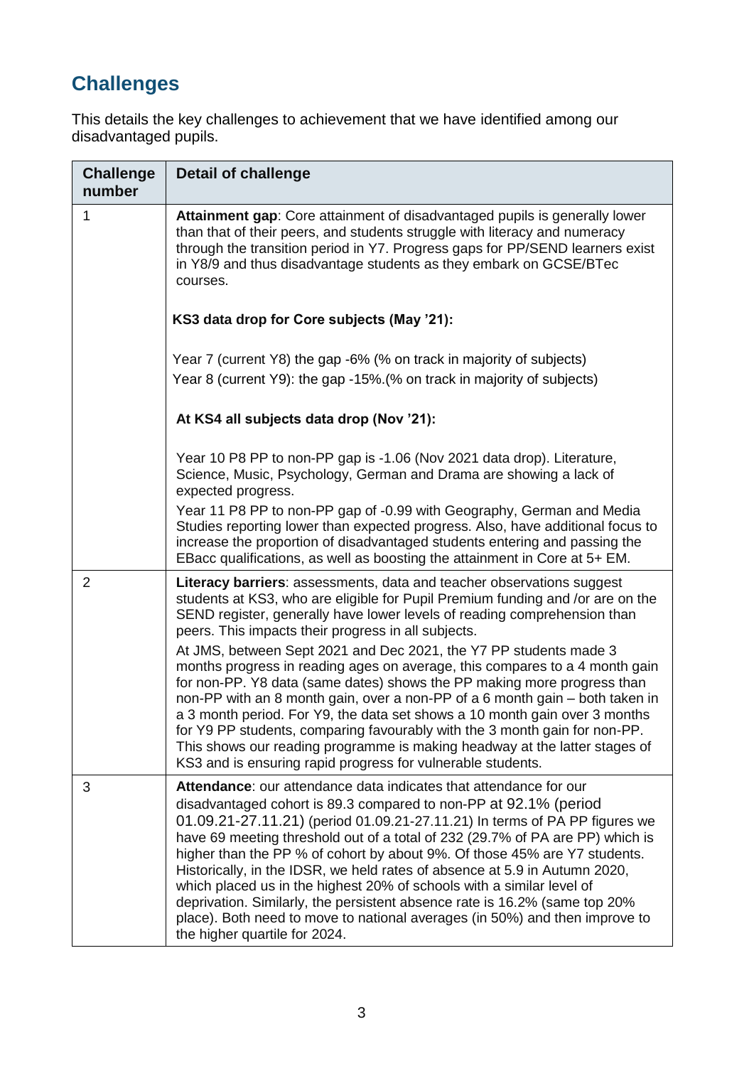## Challenges

This details the key challenges to achievement that we have identified among our disadvantaged pupils.

| Challenge number | Detail of challenge |
|---|---|
| 1 | **Attainment gap**: Core attainment of disadvantaged pupils is generally lower than that of their peers, and students struggle with literacy and numeracy through the transition period in Y7. Progress gaps for PP/SEND learners exist in Y8/9 and thus disadvantage students as they embark on GCSE/BTec courses.<br><br>**KS3 data drop for Core subjects (May '21):**<br><br>Year 7 (current Y8) the gap -6% (% on track in majority of subjects)<br>Year 8 (current Y9): the gap -15%.(% on track in majority of subjects)<br><br>**At KS4 all subjects data drop (Nov '21):**<br><br>Year 10 P8 PP to non-PP gap is -1.06 (Nov 2021 data drop). Literature, Science, Music, Psychology, German and Drama are showing a lack of expected progress.<br>Year 11 P8 PP to non-PP gap of -0.99 with Geography, German and Media Studies reporting lower than expected progress. Also, have additional focus to increase the proportion of disadvantaged students entering and passing the EBacc qualifications, as well as boosting the attainment in Core at 5+ EM. |
| 2 | **Literacy barriers**: assessments, data and teacher observations suggest students at KS3, who are eligible for Pupil Premium funding and /or are on the SEND register, generally have lower levels of reading comprehension than peers. This impacts their progress in all subjects.<br>At JMS, between Sept 2021 and Dec 2021, the Y7 PP students made 3 months progress in reading ages on average, this compares to a 4 month gain for non-PP. Y8 data (same dates) shows the PP making more progress than non-PP with an 8 month gain, over a non-PP of a 6 month gain – both taken in a 3 month period. For Y9, the data set shows a 10 month gain over 3 months for Y9 PP students, comparing favourably with the 3 month gain for non-PP. This shows our reading programme is making headway at the latter stages of KS3 and is ensuring rapid progress for vulnerable students. |
| 3 | **Attendance**: our attendance data indicates that attendance for our disadvantaged cohort is 89.3 compared to non-PP at 92.1% (period 01.09.21-27.11.21) (period 01.09.21-27.11.21) In terms of PA PP figures we have 69 meeting threshold out of a total of 232 (29.7% of PA are PP) which is higher than the PP % of cohort by about 9%. Of those 45% are Y7 students. Historically, in the IDSR, we held rates of absence at 5.9 in Autumn 2020, which placed us in the highest 20% of schools with a similar level of deprivation. Similarly, the persistent absence rate is 16.2% (same top 20% place). Both need to move to national averages (in 50%) and then improve to the higher quartile for 2024. |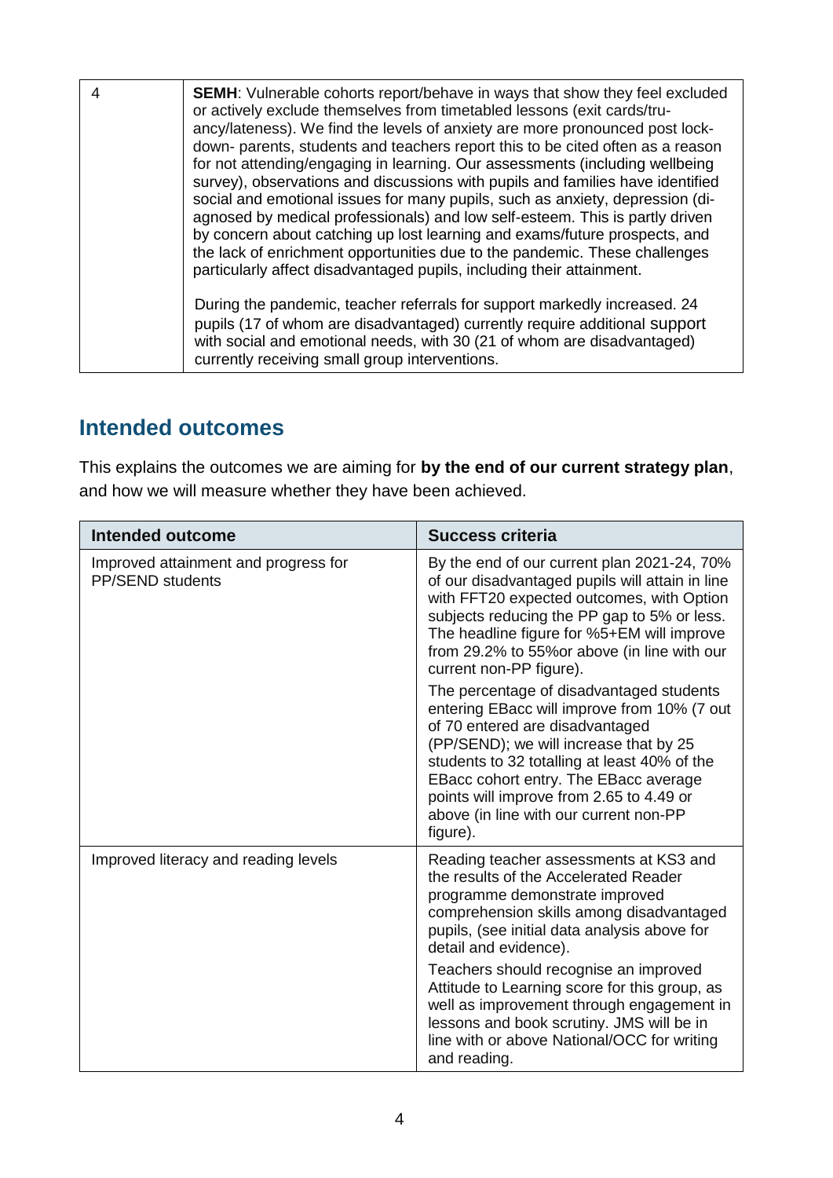| | |
|---|---|
| 4 | **SEMH**: Vulnerable cohorts report/behave in ways that show they feel excluded or actively exclude themselves from timetabled lessons (exit cards/truancy/lateness). We find the levels of anxiety are more pronounced post lockdown- parents, students and teachers report this to be cited often as a reason for not attending/engaging in learning. Our assessments (including wellbeing survey), observations and discussions with pupils and families have identified social and emotional issues for many pupils, such as anxiety, depression (diagnosed by medical professionals) and low self-esteem. This is partly driven by concern about catching up lost learning and exams/future prospects, and the lack of enrichment opportunities due to the pandemic. These challenges particularly affect disadvantaged pupils, including their attainment.<br><br>During the pandemic, teacher referrals for support markedly increased. 24 pupils (17 of whom are disadvantaged) currently require additional support with social and emotional needs, with 30 (21 of whom are disadvantaged) currently receiving small group interventions. |

## Intended outcomes

This explains the outcomes we are aiming for **by the end of our current strategy plan**, and how we will measure whether they have been achieved.

| Intended outcome | Success criteria |
|---|---|
| Improved attainment and progress for PP/SEND students | By the end of our current plan 2021-24, 70% of our disadvantaged pupils will attain in line with FFT20 expected outcomes, with Option subjects reducing the PP gap to 5% or less. The headline figure for %5+EM will improve from 29.2% to 55%or above (in line with our current non-PP figure).<br><br>The percentage of disadvantaged students entering EBacc will improve from 10% (7 out of 70 entered are disadvantaged (PP/SEND); we will increase that by 25 students to 32 totalling at least 40% of the EBacc cohort entry. The EBacc average points will improve from 2.65 to 4.49 or above (in line with our current non-PP figure). |
| Improved literacy and reading levels | Reading teacher assessments at KS3 and the results of the Accelerated Reader programme demonstrate improved comprehension skills among disadvantaged pupils, (see initial data analysis above for detail and evidence).<br><br>Teachers should recognise an improved Attitude to Learning score for this group, as well as improvement through engagement in lessons and book scrutiny. JMS will be in line with or above National/OCC for writing and reading. |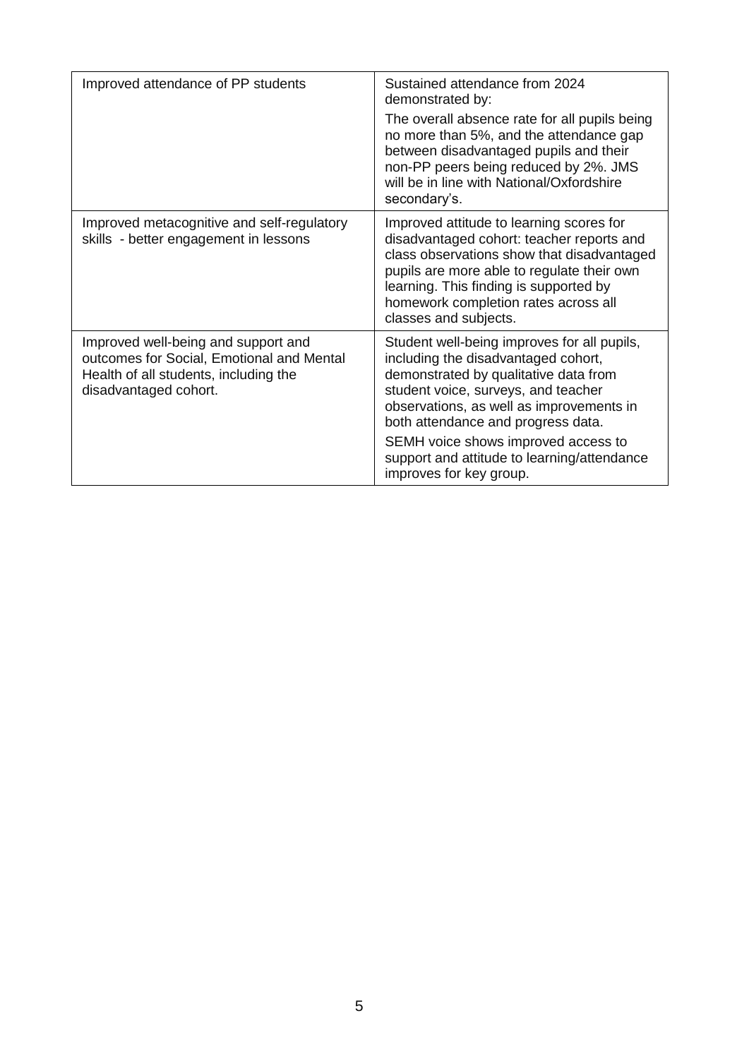| | |
|---|---|
| Improved attendance of PP students | Sustained attendance from 2024 demonstrated by:<br><br>The overall absence rate for all pupils being no more than 5%, and the attendance gap between disadvantaged pupils and their non-PP peers being reduced by 2%. JMS will be in line with National/Oxfordshire secondary's. |
| Improved metacognitive and self-regulatory skills - better engagement in lessons | Improved attitude to learning scores for disadvantaged cohort: teacher reports and class observations show that disadvantaged pupils are more able to regulate their own learning. This finding is supported by homework completion rates across all classes and subjects. |
| Improved well-being and support and outcomes for Social, Emotional and Mental Health of all students, including the disadvantaged cohort. | Student well-being improves for all pupils, including the disadvantaged cohort, demonstrated by qualitative data from student voice, surveys, and teacher observations, as well as improvements in both attendance and progress data.<br><br>SEMH voice shows improved access to support and attitude to learning/attendance improves for key group. |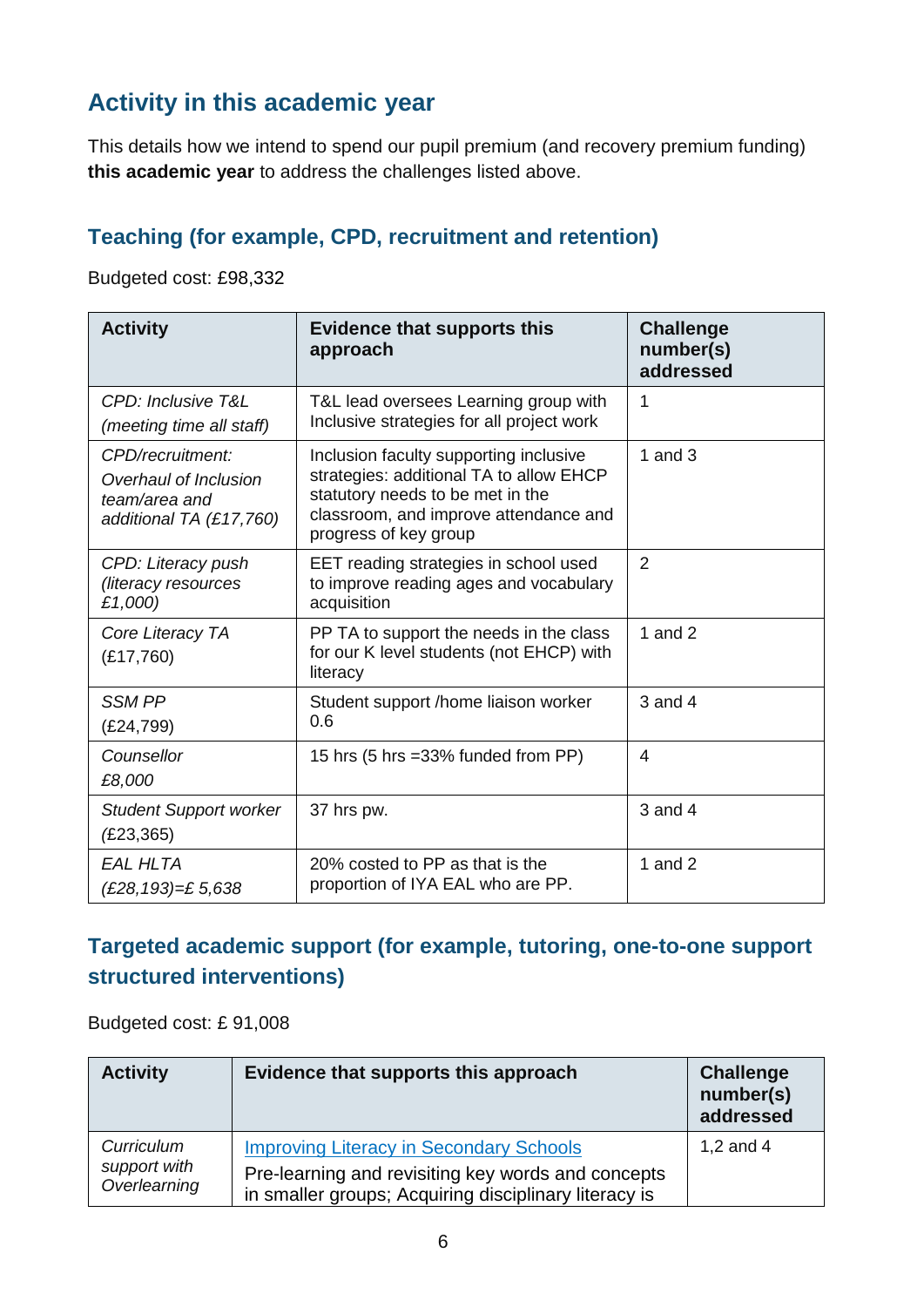## Activity in this academic year

This details how we intend to spend our pupil premium (and recovery premium funding) **this academic year** to address the challenges listed above.

### Teaching (for example, CPD, recruitment and retention)

Budgeted cost: £98,332

| Activity | Evidence that supports this approach | Challenge number(s) addressed |
|---|---|---|
| *CPD: Inclusive T&L (meeting time all staff)* | T&L lead oversees Learning group with Inclusive strategies for all project work | 1 |
| *CPD/recruitment: Overhaul of Inclusion team/area and additional TA (£17,760)* | Inclusion faculty supporting inclusive strategies: additional TA to allow EHCP statutory needs to be met in the classroom, and improve attendance and progress of key group | 1 and 3 |
| *CPD: Literacy push (literacy resources £1,000)* | EET reading strategies in school used to improve reading ages and vocabulary acquisition | 2 |
| *Core Literacy TA* (£17,760) | PP TA to support the needs in the class for our K level students (not EHCP) with literacy | 1 and 2 |
| *SSM PP* (£24,799) | Student support /home liaison worker 0.6 | 3 and 4 |
| *Counsellor £8,000* | 15 hrs (5 hrs =33% funded from PP) | 4 |
| *Student Support worker* (£23,365) | 37 hrs pw. | 3 and 4 |
| *EAL HLTA (£28,193)=£ 5,638* | 20% costed to PP as that is the proportion of IYA EAL who are PP. | 1 and 2 |

### Targeted academic support (for example, tutoring, one-to-one support structured interventions)

Budgeted cost: £ 91,008

| Activity | Evidence that supports this approach | Challenge number(s) addressed |
|---|---|---|
| *Curriculum support with Overlearning* | [Improving Literacy in Secondary Schools] Pre-learning and revisiting key words and concepts in smaller groups; Acquiring disciplinary literacy is | 1,2 and 4 |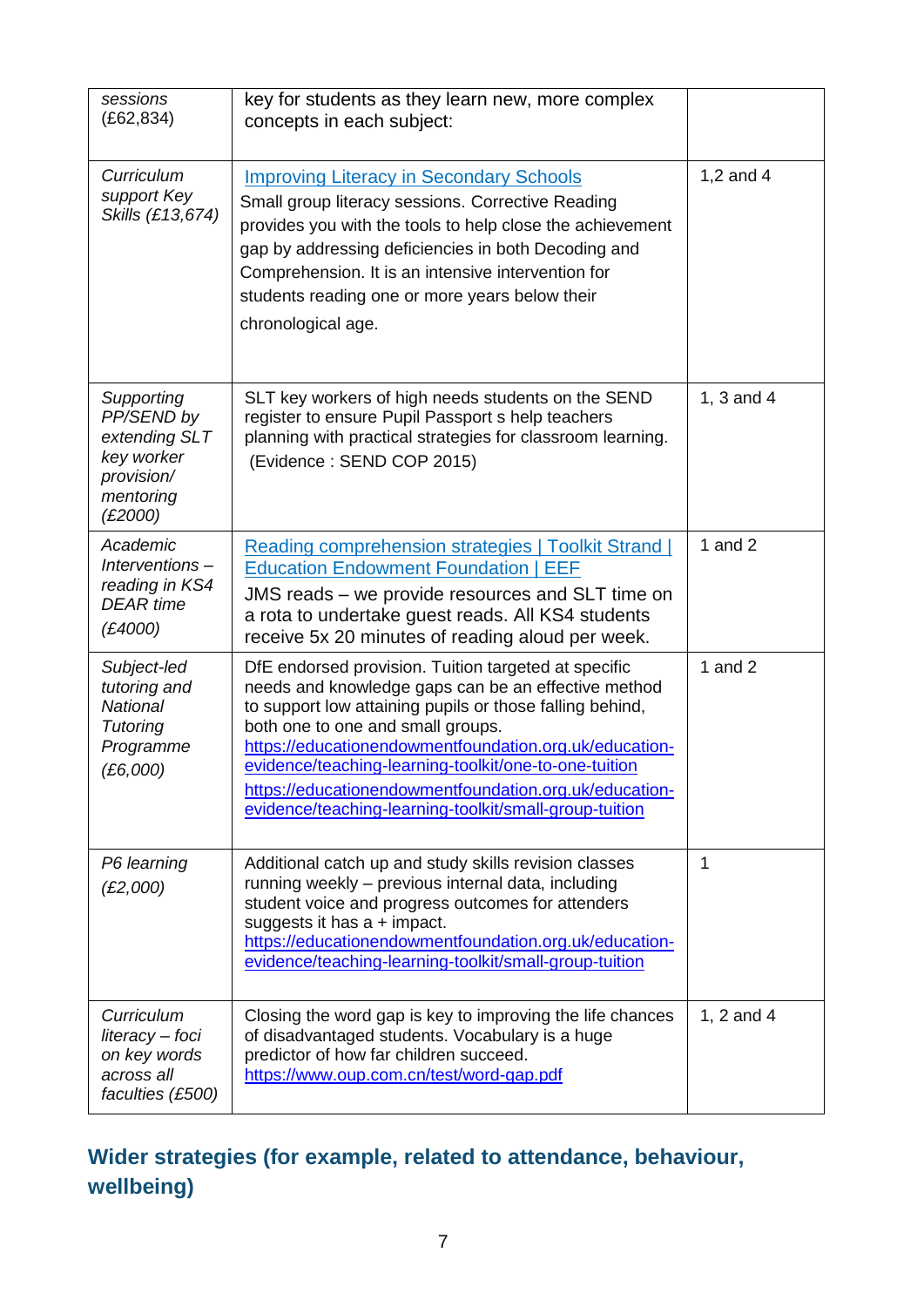| | | |
|---|---|---|
| *sessions (£62,834)* | key for students as they learn new, more complex concepts in each subject: | |
| *Curriculum support Key Skills (£13,674)* | Improving Literacy in Secondary Schools<br>Small group literacy sessions. Corrective Reading provides you with the tools to help close the achievement gap by addressing deficiencies in both Decoding and Comprehension. It is an intensive intervention for students reading one or more years below their chronological age. | 1,2 and 4 |
| *Supporting PP/SEND by extending SLT key worker provision/ mentoring (£2000)* | SLT key workers of high needs students on the SEND register to ensure Pupil Passport s help teachers planning with practical strategies for classroom learning. (Evidence : SEND COP 2015) | 1, 3 and 4 |
| *Academic Interventions – reading in KS4 DEAR time (£4000)* | Reading comprehension strategies \| Toolkit Strand \| Education Endowment Foundation \| EEF<br>JMS reads – we provide resources and SLT time on a rota to undertake guest reads. All KS4 students receive 5x 20 minutes of reading aloud per week. | 1 and 2 |
| *Subject-led tutoring and National Tutoring Programme (£6,000)* | DfE endorsed provision. Tuition targeted at specific needs and knowledge gaps can be an effective method to support low attaining pupils or those falling behind, both one to one and small groups.<br>https://educationendowmentfoundation.org.uk/education-evidence/teaching-learning-toolkit/one-to-one-tuition<br>https://educationendowmentfoundation.org.uk/education-evidence/teaching-learning-toolkit/small-group-tuition | 1 and 2 |
| *P6 learning (£2,000)* | Additional catch up and study skills revision classes running weekly – previous internal data, including student voice and progress outcomes for attenders suggests it has a + impact.<br>https://educationendowmentfoundation.org.uk/education-evidence/teaching-learning-toolkit/small-group-tuition | 1 |
| *Curriculum literacy – foci on key words across all faculties (£500)* | Closing the word gap is key to improving the life chances of disadvantaged students. Vocabulary is a huge predictor of how far children succeed.<br>https://www.oup.com.cn/test/word-gap.pdf | 1, 2 and 4 |

## Wider strategies (for example, related to attendance, behaviour, wellbeing)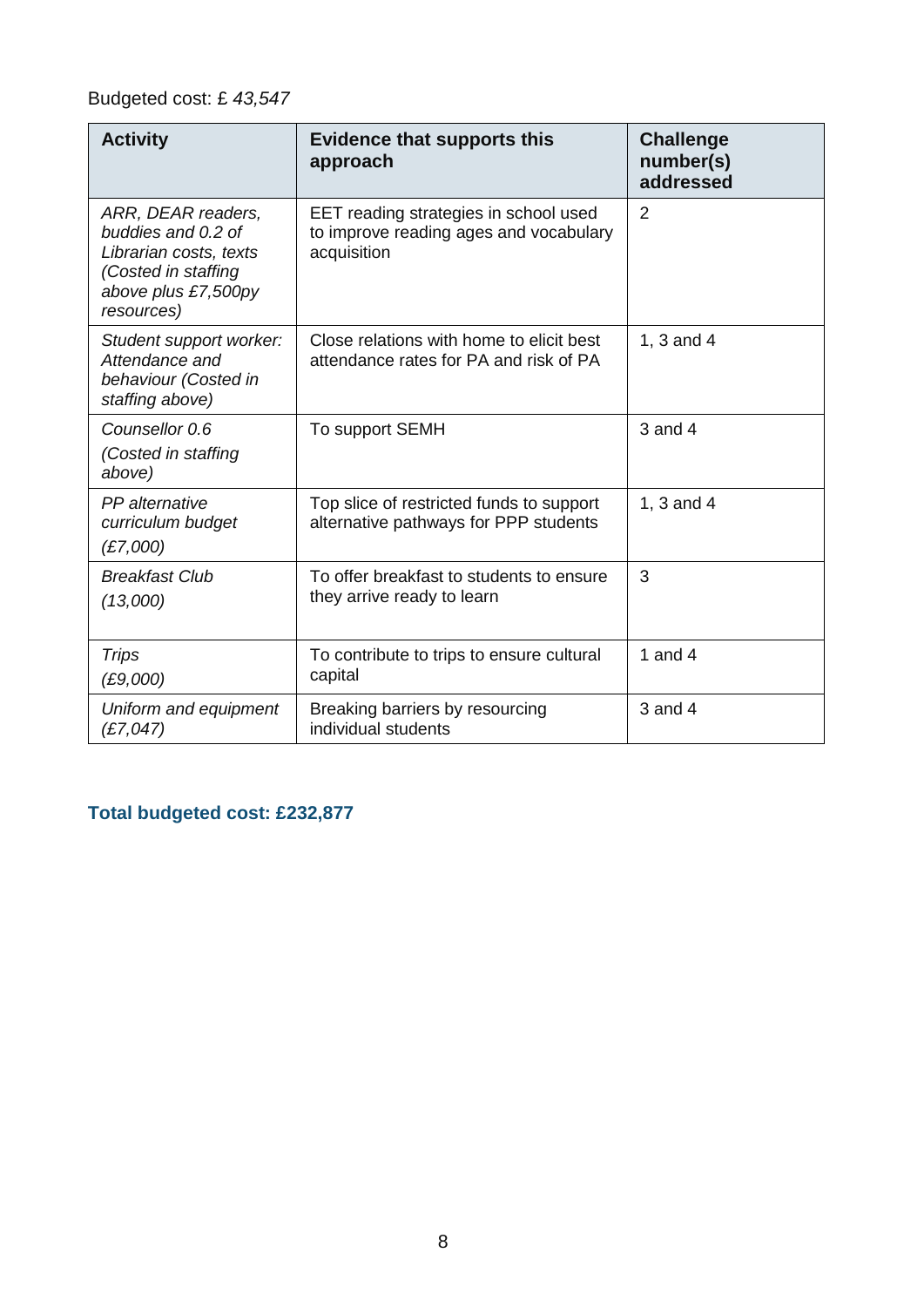Budgeted cost: £ *43,547*

| Activity | Evidence that supports this approach | Challenge number(s) addressed |
|---|---|---|
| *ARR, DEAR readers, buddies and 0.2 of Librarian costs, texts (Costed in staffing above plus £7,500py resources)* | EET reading strategies in school used to improve reading ages and vocabulary acquisition | 2 |
| *Student support worker: Attendance and behaviour (Costed in staffing above)* | Close relations with home to elicit best attendance rates for PA and risk of PA | 1, 3 and 4 |
| *Counsellor 0.6 (Costed in staffing above)* | To support SEMH | 3 and 4 |
| *PP alternative curriculum budget (£7,000)* | Top slice of restricted funds to support alternative pathways for PPP students | 1, 3 and 4 |
| *Breakfast Club (13,000)* | To offer breakfast to students to ensure they arrive ready to learn | 3 |
| *Trips (£9,000)* | To contribute to trips to ensure cultural capital | 1 and 4 |
| *Uniform and equipment (£7,047)* | Breaking barriers by resourcing individual students | 3 and 4 |

## Total budgeted cost: £232,877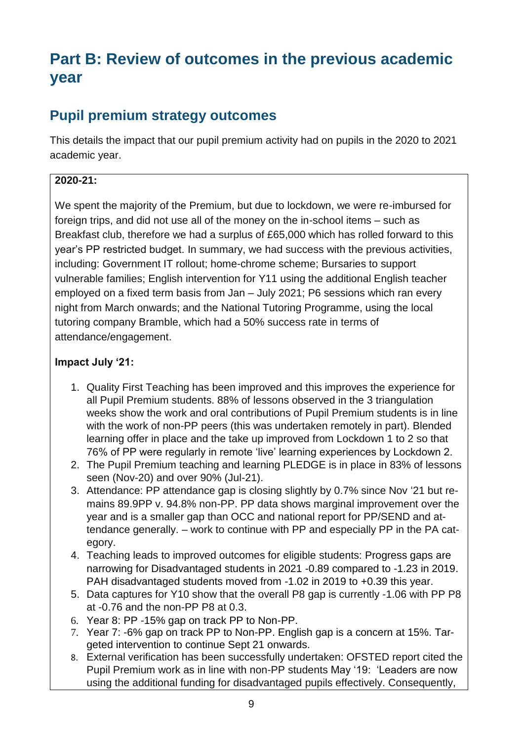# Part B: Review of outcomes in the previous academic year

## Pupil premium strategy outcomes

This details the impact that our pupil premium activity had on pupils in the 2020 to 2021 academic year.

**2020-21:**

We spent the majority of the Premium, but due to lockdown, we were re-imbursed for foreign trips, and did not use all of the money on the in-school items – such as Breakfast club, therefore we had a surplus of £65,000 which has rolled forward to this year's PP restricted budget. In summary, we had success with the previous activities, including: Government IT rollout; home-chrome scheme; Bursaries to support vulnerable families; English intervention for Y11 using the additional English teacher employed on a fixed term basis from Jan – July 2021; P6 sessions which ran every night from March onwards; and the National Tutoring Programme, using the local tutoring company Bramble, which had a 50% success rate in terms of attendance/engagement.

**Impact July '21:**

1. Quality First Teaching has been improved and this improves the experience for all Pupil Premium students. 88% of lessons observed in the 3 triangulation weeks show the work and oral contributions of Pupil Premium students is in line with the work of non-PP peers (this was undertaken remotely in part). Blended learning offer in place and the take up improved from Lockdown 1 to 2 so that 76% of PP were regularly in remote 'live' learning experiences by Lockdown 2.
2. The Pupil Premium teaching and learning PLEDGE is in place in 83% of lessons seen (Nov-20) and over 90% (Jul-21).
3. Attendance: PP attendance gap is closing slightly by 0.7% since Nov '21 but remains 89.9PP v. 94.8% non-PP. PP data shows marginal improvement over the year and is a smaller gap than OCC and national report for PP/SEND and attendance generally. – work to continue with PP and especially PP in the PA category.
4. Teaching leads to improved outcomes for eligible students: Progress gaps are narrowing for Disadvantaged students in 2021 -0.89 compared to -1.23 in 2019. PAH disadvantaged students moved from -1.02 in 2019 to +0.39 this year.
5. Data captures for Y10 show that the overall P8 gap is currently -1.06 with PP P8 at -0.76 and the non-PP P8 at 0.3.
6. Year 8: PP -15% gap on track PP to Non-PP.
7. Year 7: -6% gap on track PP to Non-PP. English gap is a concern at 15%. Targeted intervention to continue Sept 21 onwards.
8. External verification has been successfully undertaken: OFSTED report cited the Pupil Premium work as in line with non-PP students May '19: 'Leaders are now using the additional funding for disadvantaged pupils effectively. Consequently,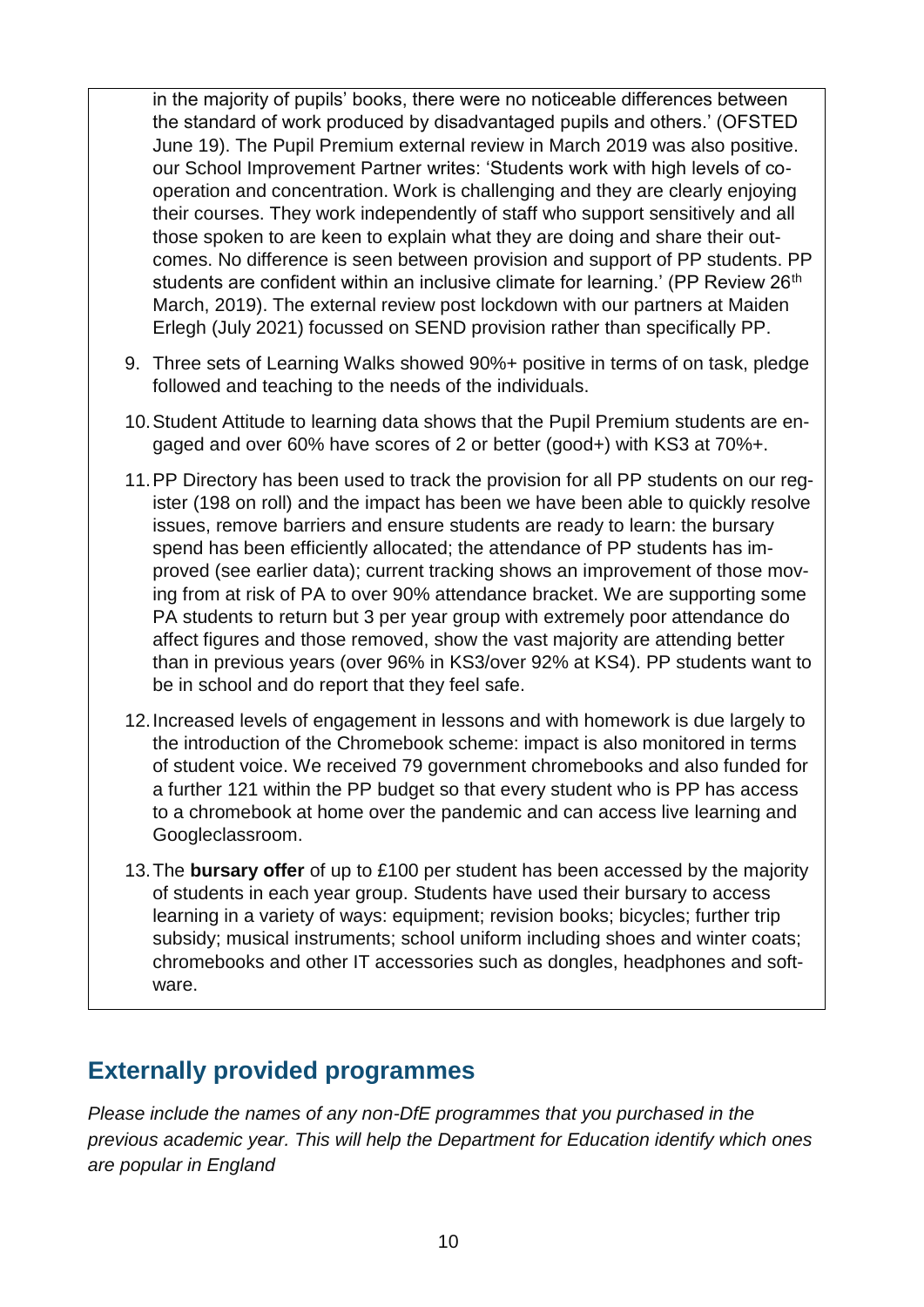in the majority of pupils' books, there were no noticeable differences between the standard of work produced by disadvantaged pupils and others.' (OFSTED June 19). The Pupil Premium external review in March 2019 was also positive. our School Improvement Partner writes: 'Students work with high levels of co-operation and concentration. Work is challenging and they are clearly enjoying their courses. They work independently of staff who support sensitively and all those spoken to are keen to explain what they are doing and share their out-comes. No difference is seen between provision and support of PP students. PP students are confident within an inclusive climate for learning.' (PP Review 26th March, 2019). The external review post lockdown with our partners at Maiden Erlegh (July 2021) focussed on SEND provision rather than specifically PP.

9. Three sets of Learning Walks showed 90%+ positive in terms of on task, pledge followed and teaching to the needs of the individuals.
10. Student Attitude to learning data shows that the Pupil Premium students are engaged and over 60% have scores of 2 or better (good+) with KS3 at 70%+.
11. PP Directory has been used to track the provision for all PP students on our register (198 on roll) and the impact has been we have been able to quickly resolve issues, remove barriers and ensure students are ready to learn: the bursary spend has been efficiently allocated; the attendance of PP students has improved (see earlier data); current tracking shows an improvement of those moving from at risk of PA to over 90% attendance bracket. We are supporting some PA students to return but 3 per year group with extremely poor attendance do affect figures and those removed, show the vast majority are attending better than in previous years (over 96% in KS3/over 92% at KS4). PP students want to be in school and do report that they feel safe.
12. Increased levels of engagement in lessons and with homework is due largely to the introduction of the Chromebook scheme: impact is also monitored in terms of student voice. We received 79 government chromebooks and also funded for a further 121 within the PP budget so that every student who is PP has access to a chromebook at home over the pandemic and can access live learning and Googleclassroom.
13. The **bursary offer** of up to £100 per student has been accessed by the majority of students in each year group. Students have used their bursary to access learning in a variety of ways: equipment; revision books; bicycles; further trip subsidy; musical instruments; school uniform including shoes and winter coats; chromebooks and other IT accessories such as dongles, headphones and software.

## Externally provided programmes

*Please include the names of any non-DfE programmes that you purchased in the previous academic year. This will help the Department for Education identify which ones are popular in England*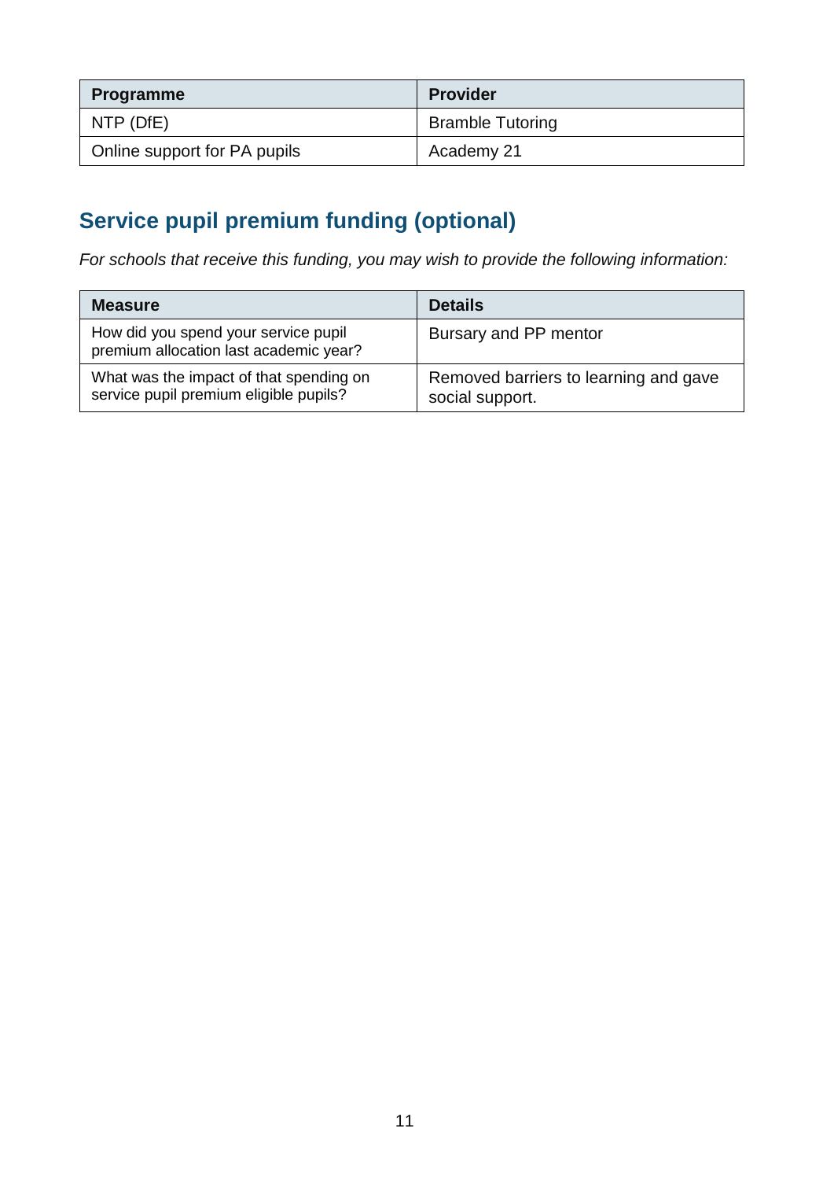| Programme | Provider |
| --- | --- |
| NTP (DfE) | Bramble Tutoring |
| Online support for PA pupils | Academy 21 |

## Service pupil premium funding (optional)

*For schools that receive this funding, you may wish to provide the following information:*

| Measure | Details |
| --- | --- |
| How did you spend your service pupil premium allocation last academic year? | Bursary and PP mentor |
| What was the impact of that spending on service pupil premium eligible pupils? | Removed barriers to learning and gave social support. |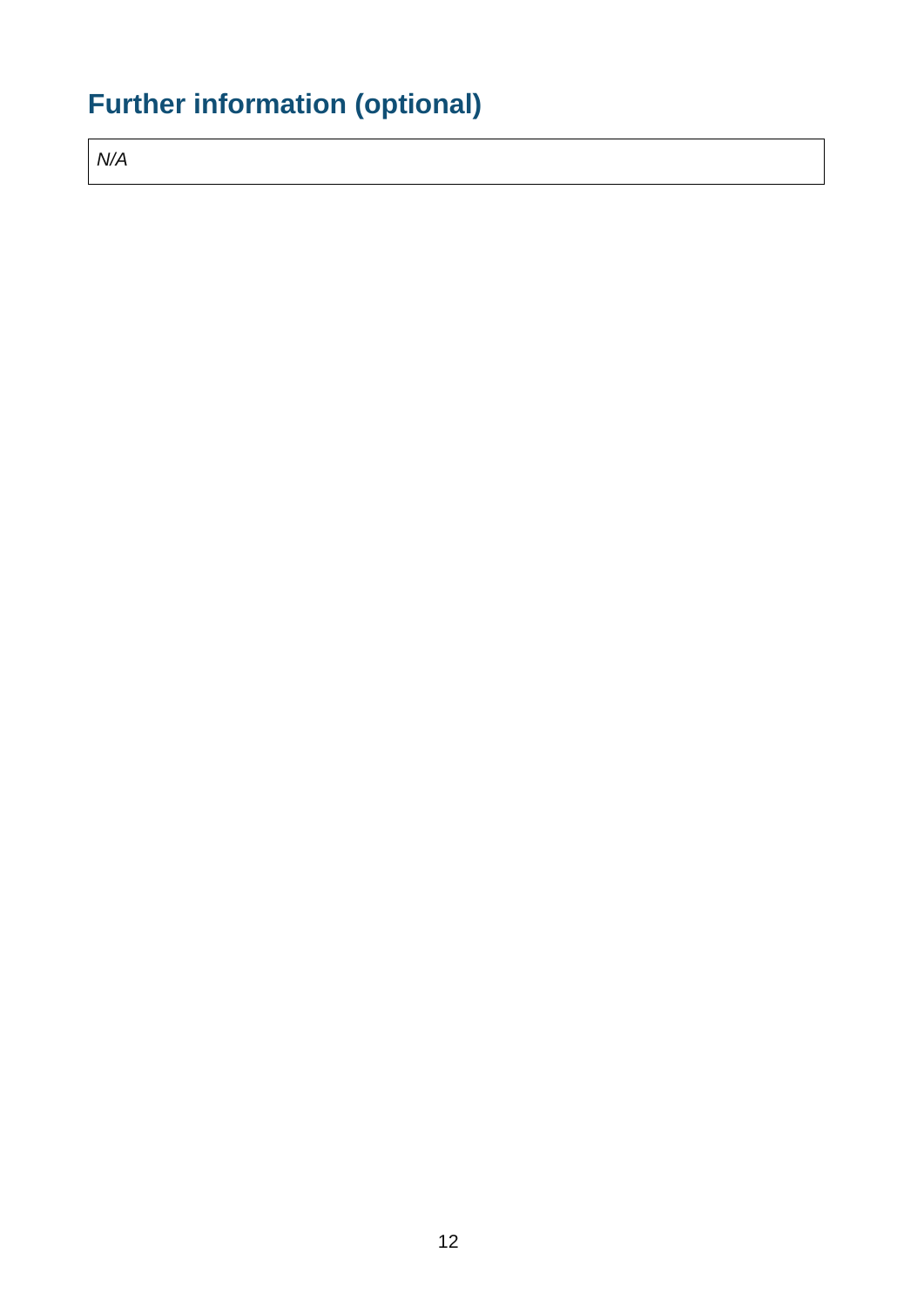## Further information (optional)

| |
|---|
| *N/A* |